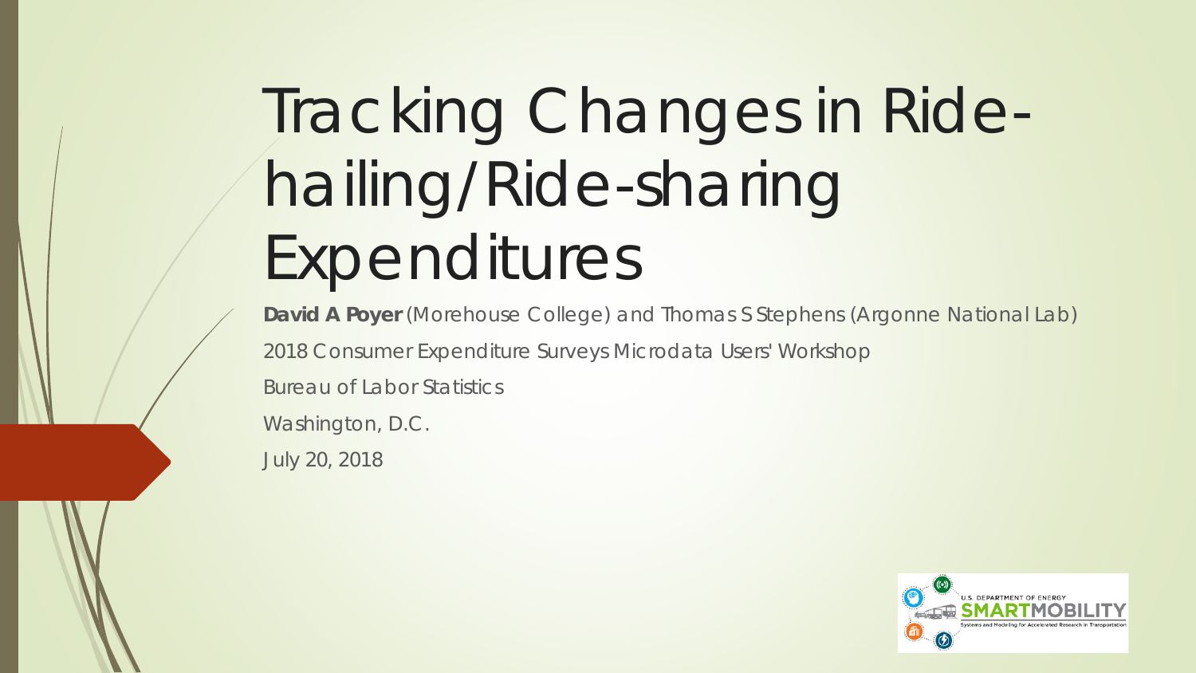# Tracking Changes in Ride-hailing/Ride-sharing Expenditures

**David A Poyer** (Morehouse College) and Thomas S Stephens (Argonne National Lab)

2018 Consumer Expenditure Surveys Microdata Users' Workshop

Bureau of Labor Statistics

Washington, D.C.

July 20, 2018

U.S. DEPARTMENT OF ENERGY SMARTMOBILITY

Systems and Modeling for Accelerated Research in Transportation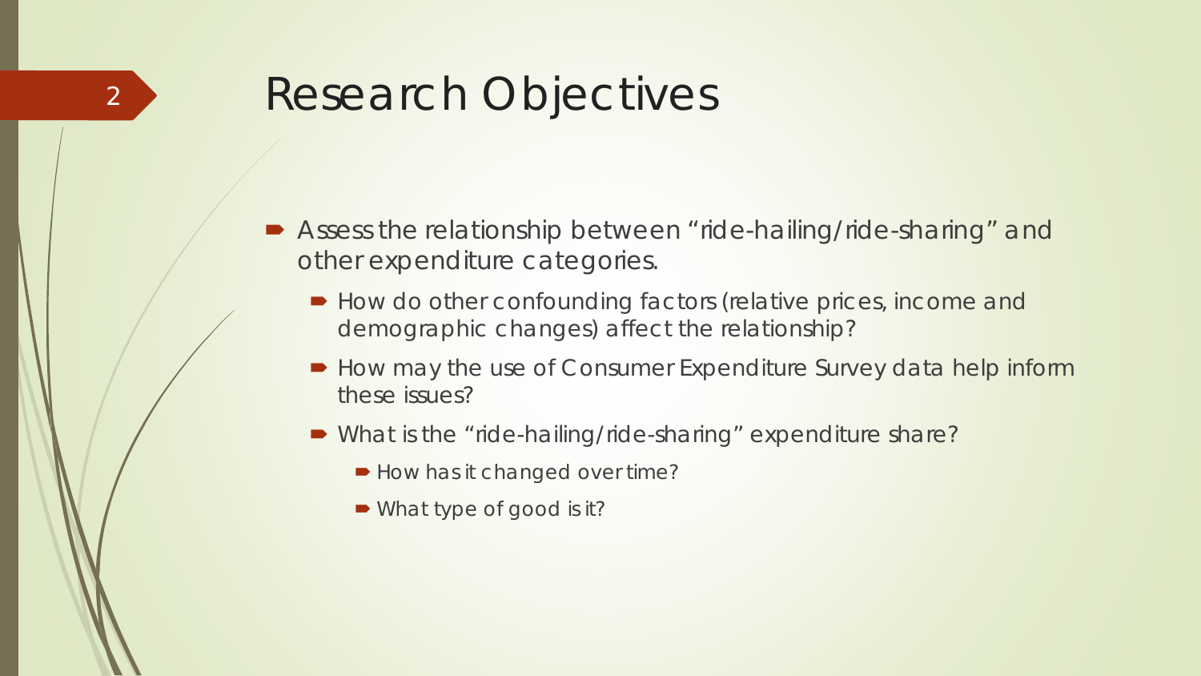# Research Objectives

- Assess the relationship between "ride-hailing/ride-sharing" and other expenditure categories.
  - How do other confounding factors (relative prices, income and demographic changes) affect the relationship?
  - How may the use of Consumer Expenditure Survey data help inform these issues?
  - What is the "ride-hailing/ride-sharing" expenditure share?
    - How has it changed over time?
    - What type of good is it?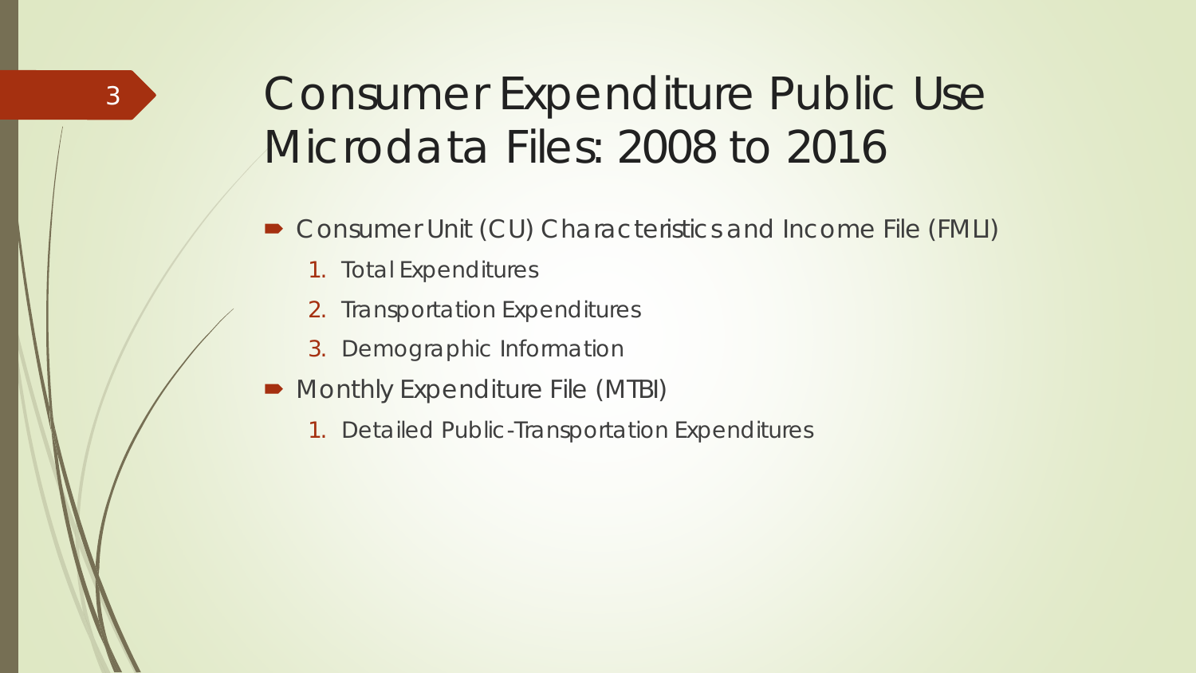# Consumer Expenditure Public Use Microdata Files: 2008 to 2016

- Consumer Unit (CU) Characteristics and Income File (FMLI)
  1. Total Expenditures
  2. Transportation Expenditures
  3. Demographic Information
- Monthly Expenditure File (MTBI)
  1. Detailed Public-Transportation Expenditures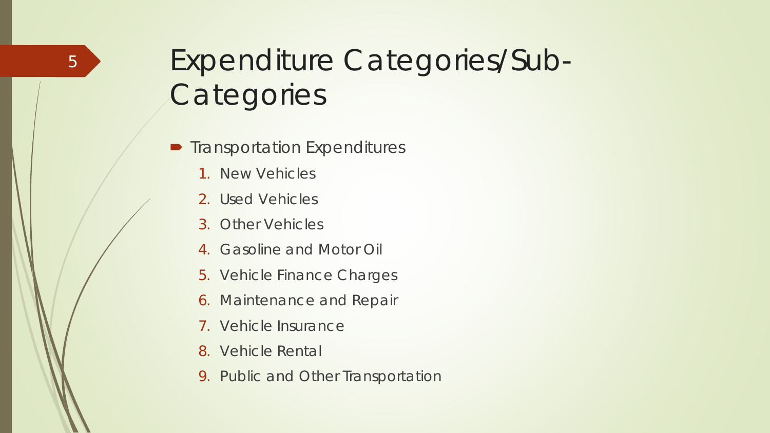# Expenditure Categories/Sub-Categories

- Transportation Expenditures
  1. New Vehicles
  2. Used Vehicles
  3. Other Vehicles
  4. Gasoline and Motor Oil
  5. Vehicle Finance Charges
  6. Maintenance and Repair
  7. Vehicle Insurance
  8. Vehicle Rental
  9. Public and Other Transportation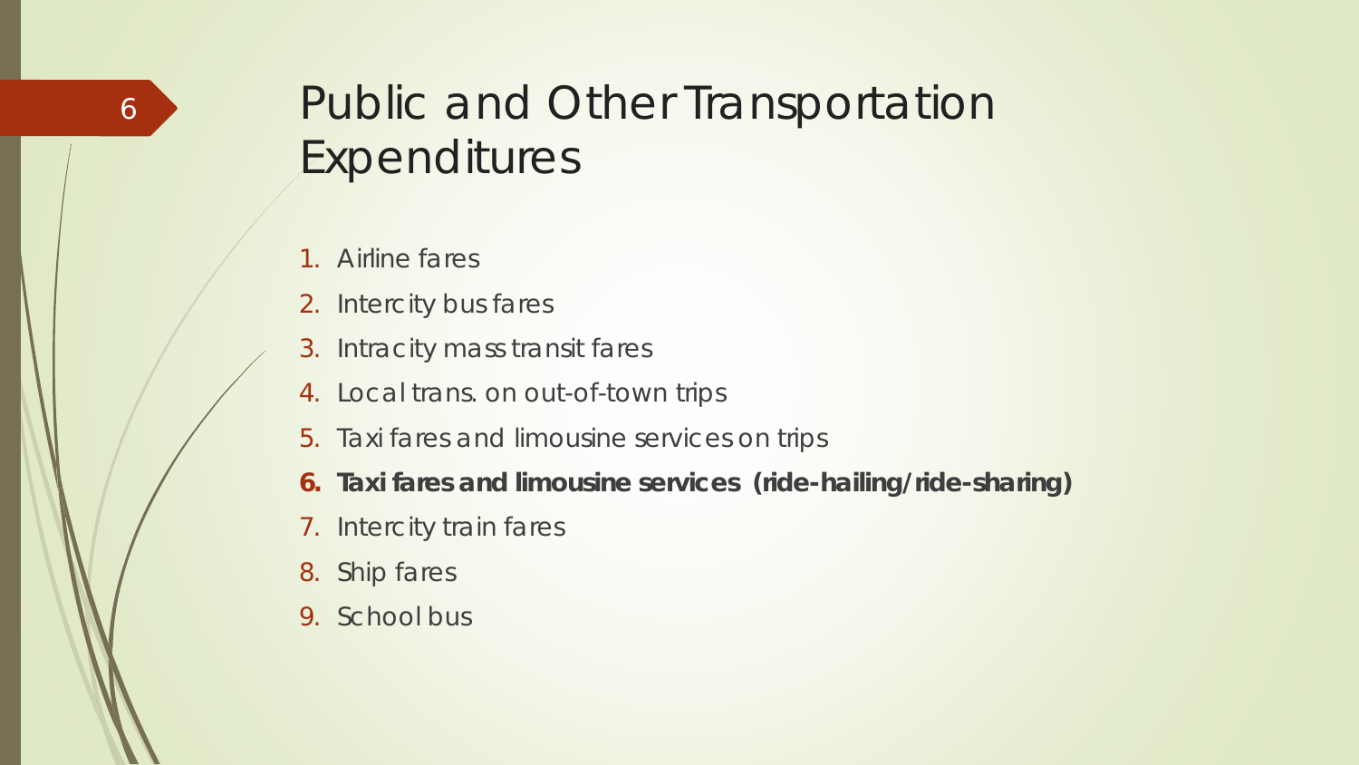# Public and Other Transportation Expenditures

1. Airline fares
2. Intercity bus fares
3. Intracity mass transit fares
4. Local trans. on out-of-town trips
5. Taxi fares and limousine services on trips
6. **Taxi fares and limousine services (ride-hailing/ride-sharing)**
7. Intercity train fares
8. Ship fares
9. School bus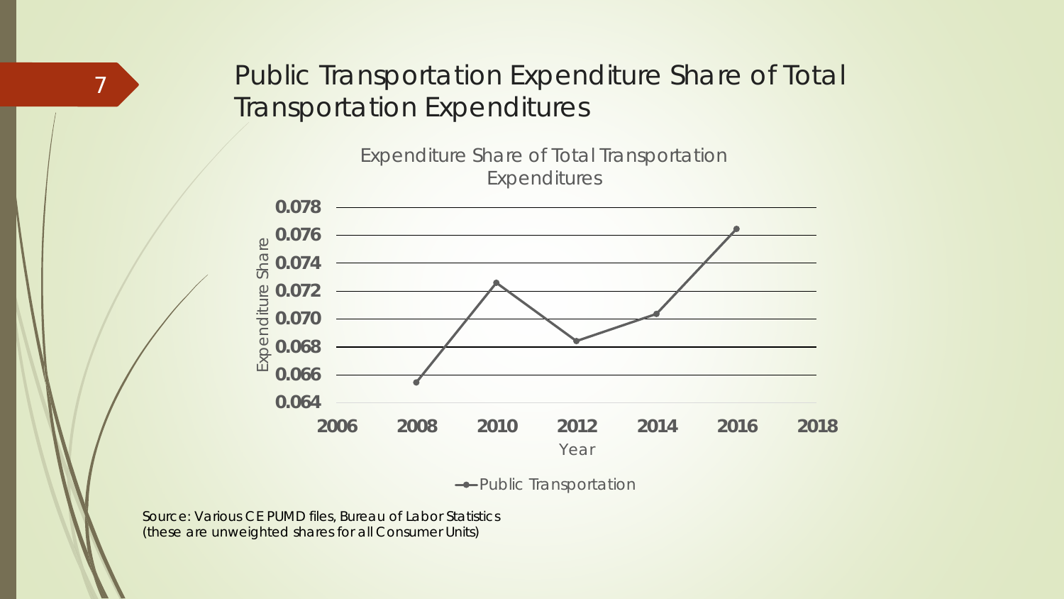# Public Transportation Expenditure Share of Total Transportation Expenditures

Expenditure Share of Total Transportation Expenditures

Source: Various CE PUMD files, Bureau of Labor Statistics
(these are unweighted shares for all Consumer Units)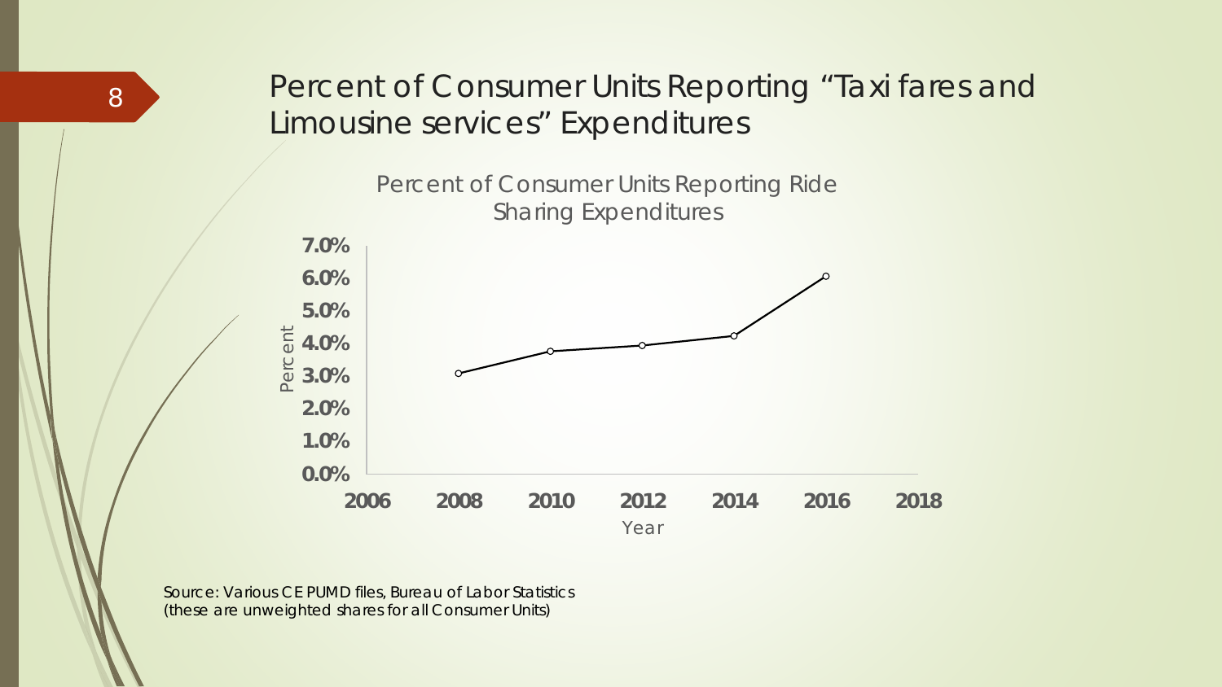# Percent of Consumer Units Reporting "Taxi fares and Limousine services" Expenditures

Percent of Consumer Units Reporting Ride Sharing Expenditures

Source: Various CE PUMD files, Bureau of Labor Statistics
(these are unweighted shares for all Consumer Units)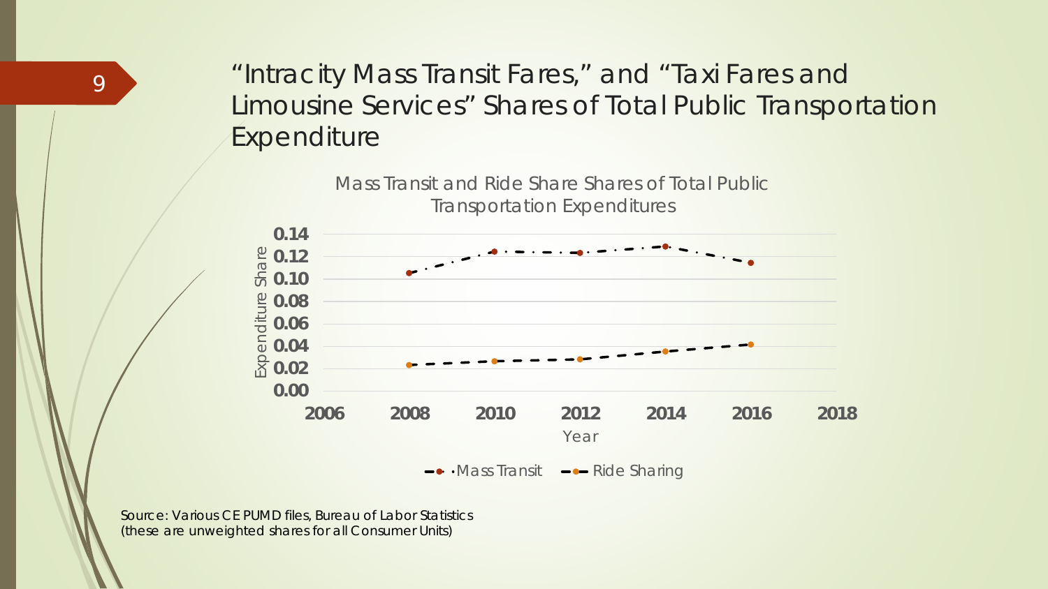# "Intracity Mass Transit Fares," and "Taxi Fares and Limousine Services" Shares of Total Public Transportation Expenditure

Mass Transit and Ride Share Shares of Total Public Transportation Expenditures

| Year | Mass Transit | Ride Sharing |
|---|---|---|
| 2008 | 0.105 | 0.023 |
| 2010 | 0.124 | 0.026 |
| 2012 | 0.123 | 0.028 |
| 2014 | 0.129 | 0.035 |
| 2016 | 0.114 | 0.041 |

Source: Various CE PUMD files, Bureau of Labor Statistics
(these are unweighted shares for all Consumer Units)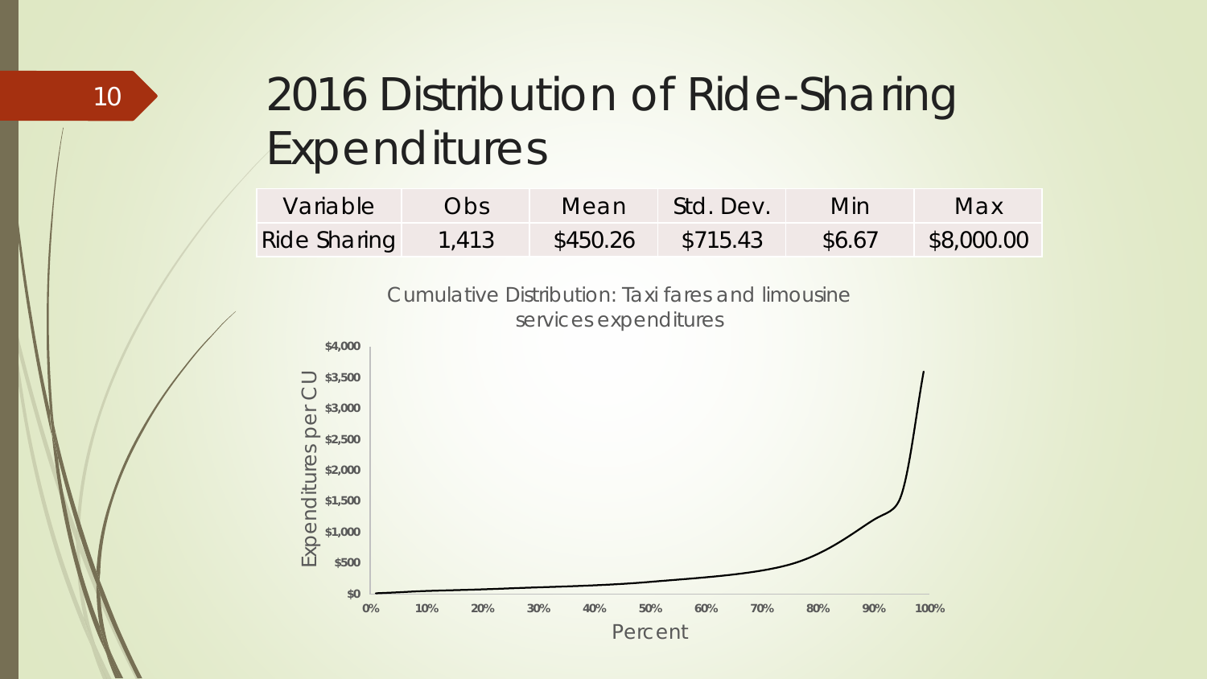# 2016 Distribution of Ride-Sharing Expenditures

| Variable | Obs | Mean | Std. Dev. | Min | Max |
| --- | --- | --- | --- | --- | --- |
| Ride Sharing | 1,413 | $450.26 | $715.43 | $6.67 | $8,000.00 |

Cumulative Distribution: Taxi fares and limousine services expenditures

Expenditures per CU

$4,000
$3,500
$3,000
$2,500
$2,000
$1,500
$1,000
$500
$0

0% 10% 20% 30% 40% 50% 60% 70% 80% 90% 100%

Percent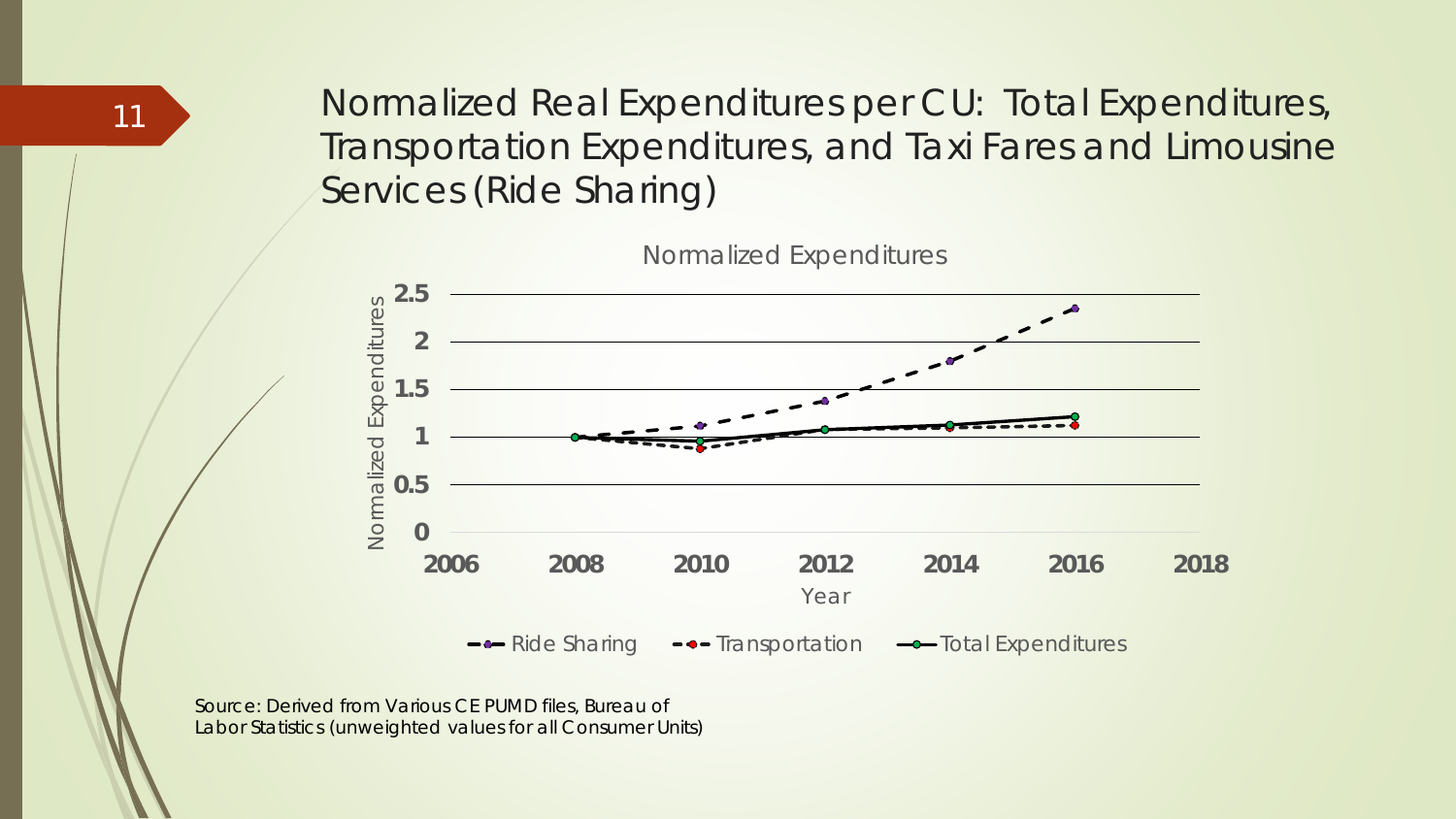# Normalized Real Expenditures per CU: Total Expenditures, Transportation Expenditures, and Taxi Fares and Limousine Services (Ride Sharing)

Normalized Expenditures

Source: Derived from Various CE PUMD files, Bureau of Labor Statistics (unweighted values for all Consumer Units)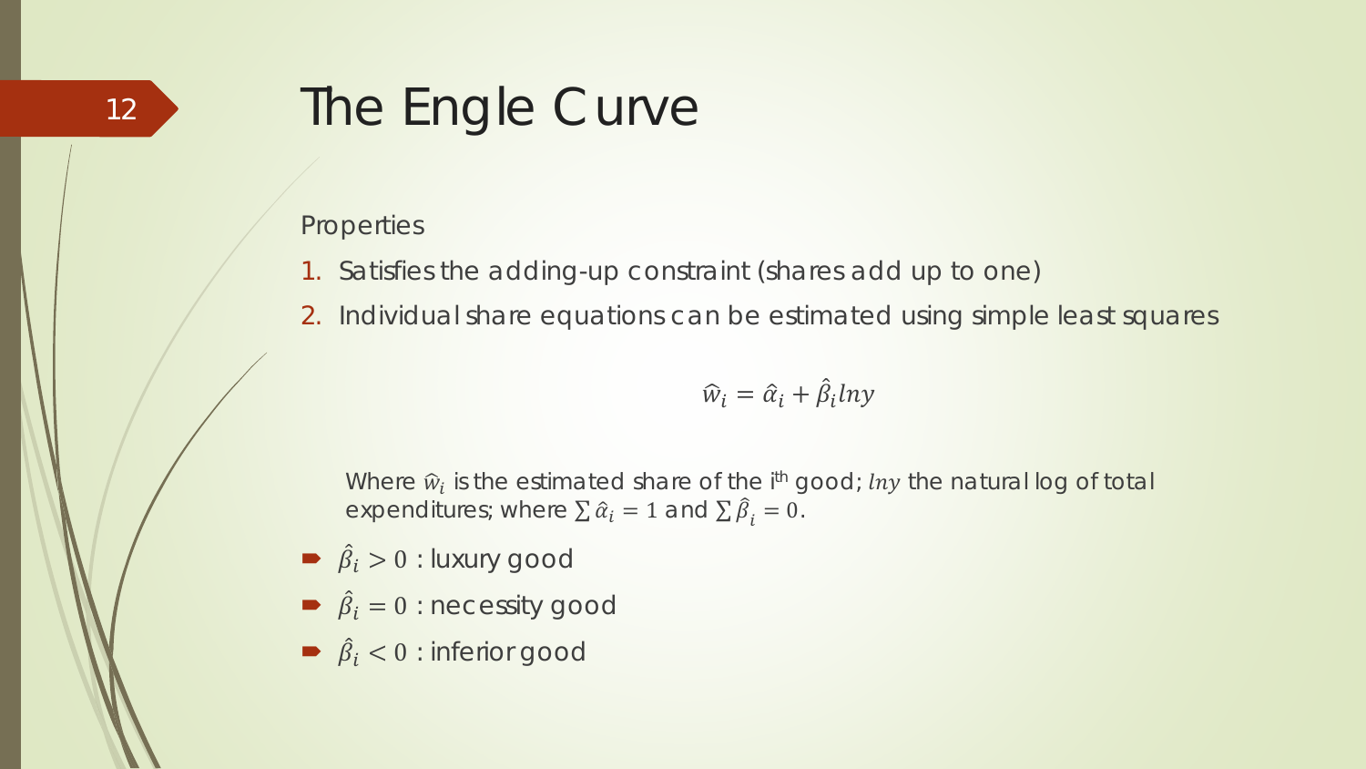# The Engle Curve

Properties

1. Satisfies the adding-up constraint (shares add up to one)
2. Individual share equations can be estimated using simple least squares

$$\hat{w}_i = \hat{\alpha}_i + \hat{\beta}_i lny$$

Where $\hat{w}_i$ is the estimated share of the i[th] good; $lny$ the natural log of total expenditures; where $\sum \hat{\alpha}_i = 1$ and $\sum \hat{\beta}_i = 0$.

- $\hat{\beta}_i > 0$ : luxury good
- $\hat{\beta}_i = 0$ : necessity good
- $\hat{\beta}_i < 0$ : inferior good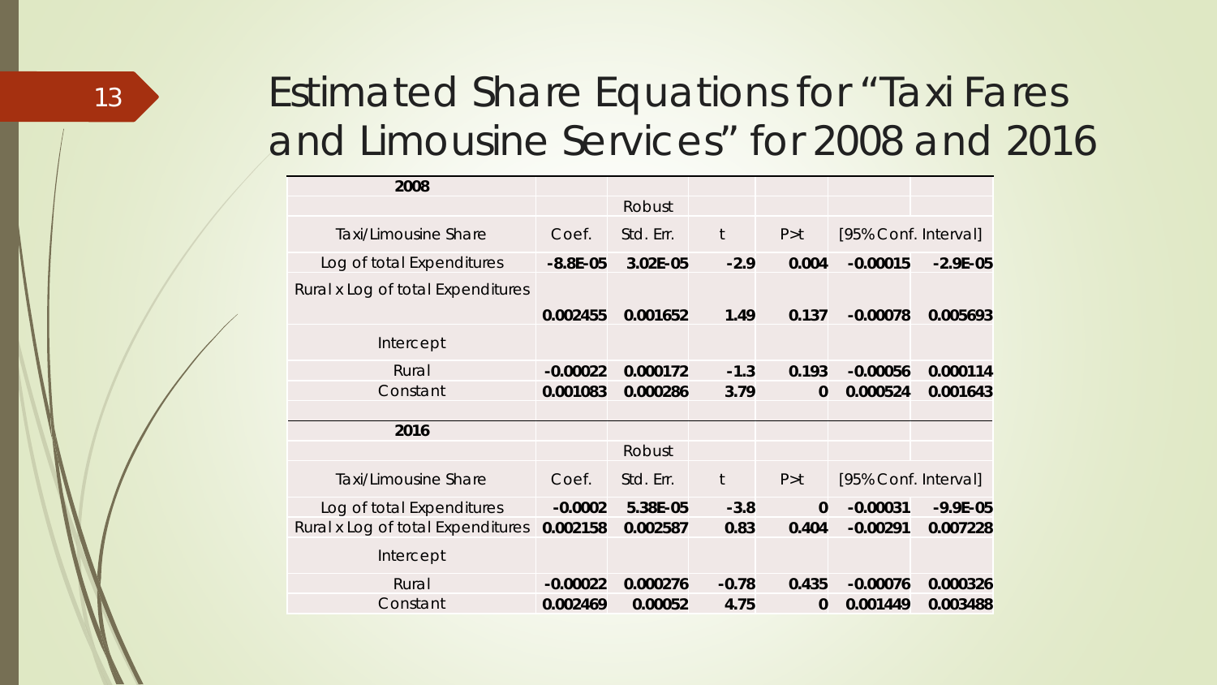# Estimated Share Equations for "Taxi Fares and Limousine Services" for 2008 and 2016

| **2008** | | | | | | |
|---|---|---|---|---|---|---|
| | | Robust | | | | |
| Taxi/Limousine Share | Coef. | Std. Err. | t | P>t | [95% Conf. Interval] | |
| Log of total Expenditures | **-8.8E-05** | **3.02E-05** | **-2.9** | **0.004** | **-0.00015** | **-2.9E-05** |
| Rural x Log of total Expenditures | **0.002455** | **0.001652** | **1.49** | **0.137** | **-0.00078** | **0.005693** |
| Intercept | | | | | | |
| Rural | **-0.00022** | **0.000172** | **-1.3** | **0.193** | **-0.00056** | **0.000114** |
| Constant | **0.001083** | **0.000286** | **3.79** | **0** | **0.000524** | **0.001643** |
| | | | | | | |
| **2016** | | | | | | |
| | | Robust | | | | |
| Taxi/Limousine Share | Coef. | Std. Err. | t | P>t | [95% Conf. Interval] | |
| Log of total Expenditures | **-0.0002** | **5.38E-05** | **-3.8** | **0** | **-0.00031** | **-9.9E-05** |
| Rural x Log of total Expenditures | **0.002158** | **0.002587** | **0.83** | **0.404** | **-0.00291** | **0.007228** |
| Intercept | | | | | | |
| Rural | **-0.00022** | **0.000276** | **-0.78** | **0.435** | **-0.00076** | **0.000326** |
| Constant | **0.002469** | **0.00052** | **4.75** | **0** | **0.001449** | **0.003488** |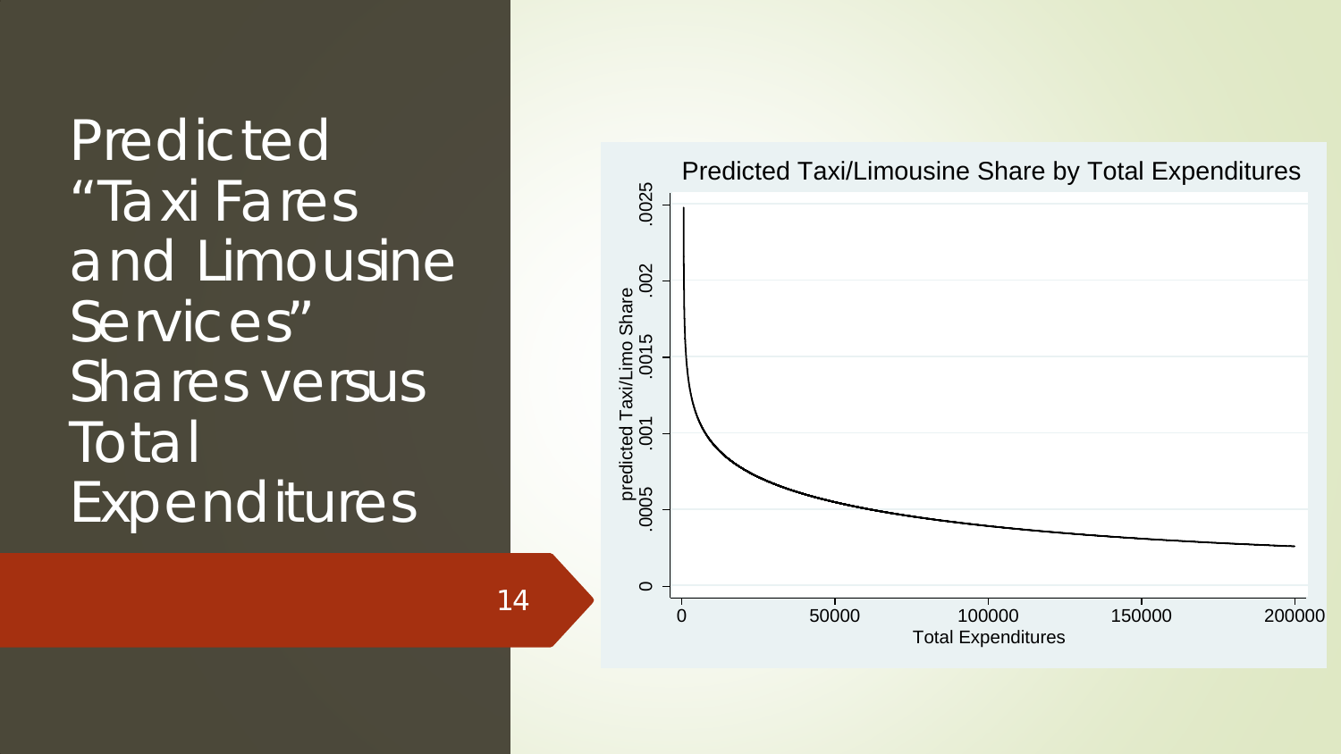# Predicted "Taxi Fares and Limousine Services" Shares versus Total Expenditures

Predicted Taxi/Limousine Share by Total Expenditures

predicted Taxi/Limo Share

0 .0005 .001 .0015 .002 .0025

0 50000 100000 150000 200000

Total Expenditures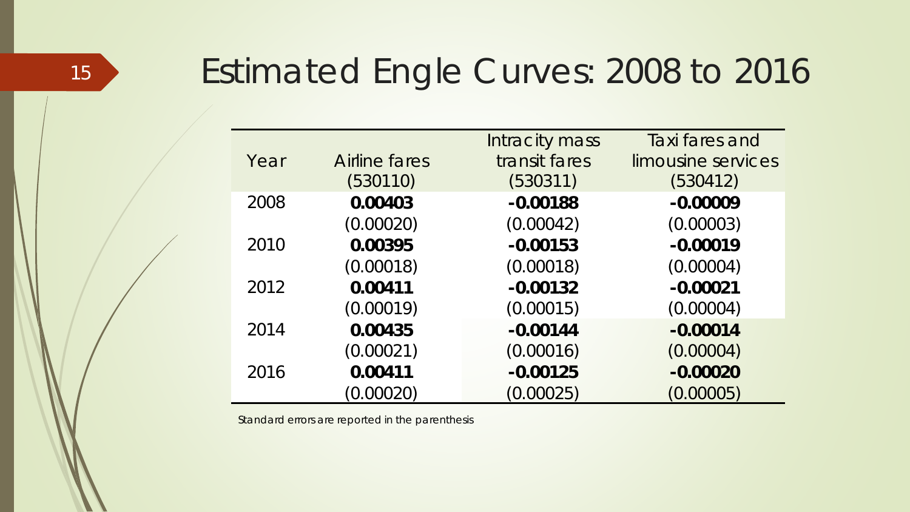# Estimated Engle Curves: 2008 to 2016

| Year | Airline fares (530110) | Intracity mass transit fares (530311) | Taxi fares and limousine services (530412) |
|---|---|---|---|
| 2008 | **0.00403** | **-0.00188** | **-0.00009** |
| | (0.00020) | (0.00042) | (0.00003) |
| 2010 | **0.00395** | **-0.00153** | **-0.00019** |
| | (0.00018) | (0.00018) | (0.00004) |
| 2012 | **0.00411** | **-0.00132** | **-0.00021** |
| | (0.00019) | (0.00015) | (0.00004) |
| 2014 | **0.00435** | **-0.00144** | **-0.00014** |
| | (0.00021) | (0.00016) | (0.00004) |
| 2016 | **0.00411** | **-0.00125** | **-0.00020** |
| | (0.00020) | (0.00025) | (0.00005) |

*Standard errors are reported in the parenthesis*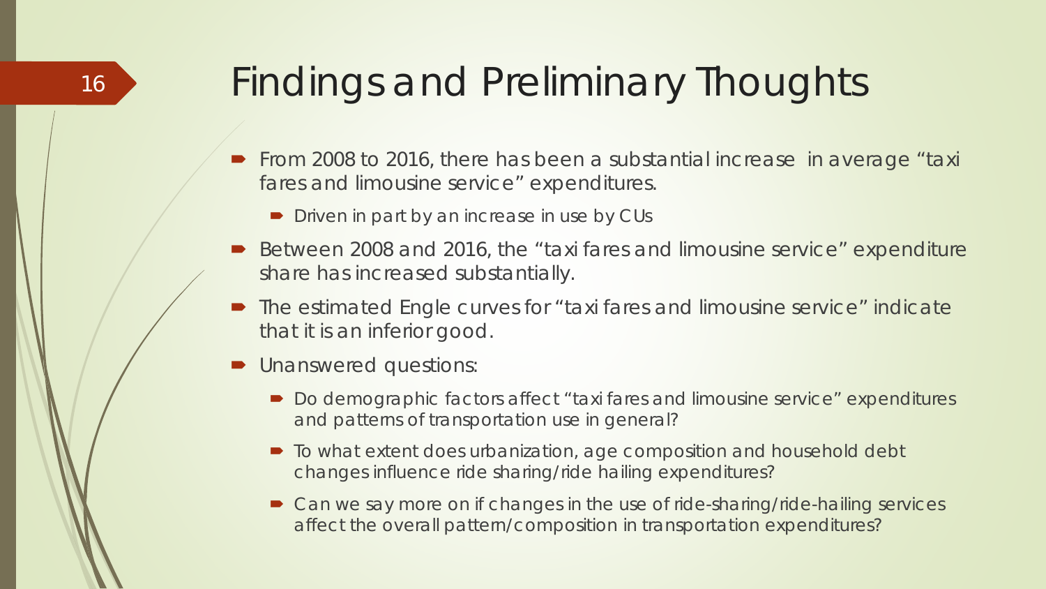# Findings and Preliminary Thoughts

- From 2008 to 2016, there has been a substantial increase in average "taxi fares and limousine service" expenditures.
  - Driven in part by an increase in use by CUs
- Between 2008 and 2016, the "taxi fares and limousine service" expenditure share has increased substantially.
- The estimated Engle curves for "taxi fares and limousine service" indicate that it is an inferior good.
- Unanswered questions:
  - Do demographic factors affect "taxi fares and limousine service" expenditures and patterns of transportation use in general?
  - To what extent does urbanization, age composition and household debt changes influence ride sharing/ride hailing expenditures?
  - Can we say more on if changes in the use of ride-sharing/ride-hailing services affect the overall pattern/composition in transportation expenditures?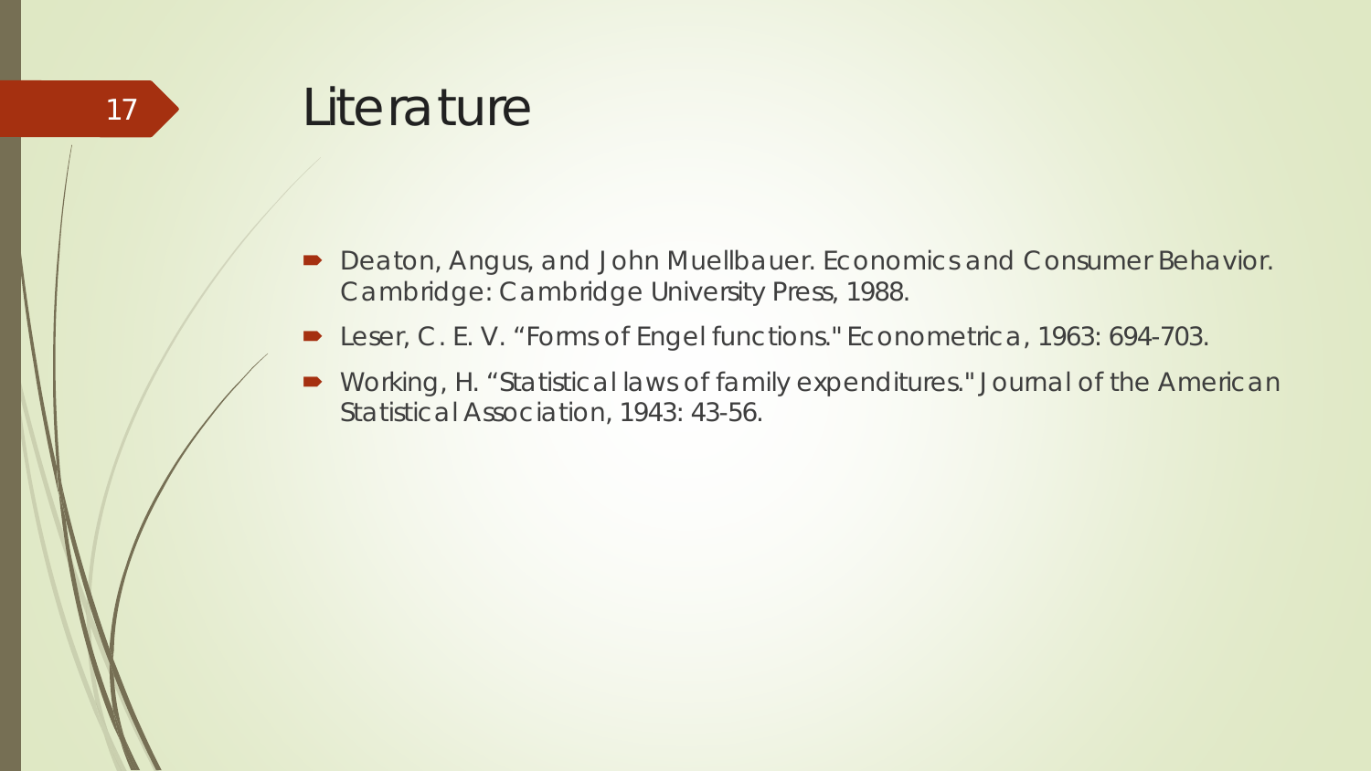# Literature

- Deaton, Angus, and John Muellbauer. Economics and Consumer Behavior. Cambridge: Cambridge University Press, 1988.
- Leser, C. E. V. "Forms of Engel functions." Econometrica, 1963: 694-703.
- Working, H. "Statistical laws of family expenditures." Journal of the American Statistical Association, 1943: 43-56.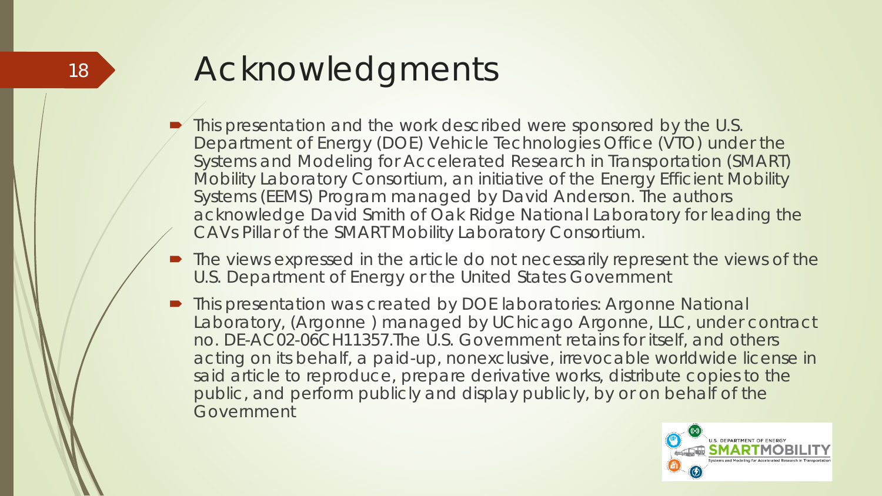# Acknowledgments

- This presentation and the work described were sponsored by the U.S. Department of Energy (DOE) Vehicle Technologies Office (VTO) under the Systems and Modeling for Accelerated Research in Transportation (SMART) Mobility Laboratory Consortium, an initiative of the Energy Efficient Mobility Systems (EEMS) Program managed by David Anderson. The authors acknowledge David Smith of Oak Ridge National Laboratory for leading the CAVs Pillar of the SMART Mobility Laboratory Consortium.
- The views expressed in the article do not necessarily represent the views of the U.S. Department of Energy or the United States Government
- This presentation was created by DOE laboratories: Argonne National Laboratory, (Argonne ) managed by UChicago Argonne, LLC, under contract no. DE-AC02-06CH11357.The U.S. Government retains for itself, and others acting on its behalf, a paid-up, nonexclusive, irrevocable worldwide license in said article to reproduce, prepare derivative works, distribute copies to the public, and perform publicly and display publicly, by or on behalf of the Government

U.S. DEPARTMENT OF ENERGY SMARTMOBILITY Systems and Modeling for Accelerated Research in Transportation